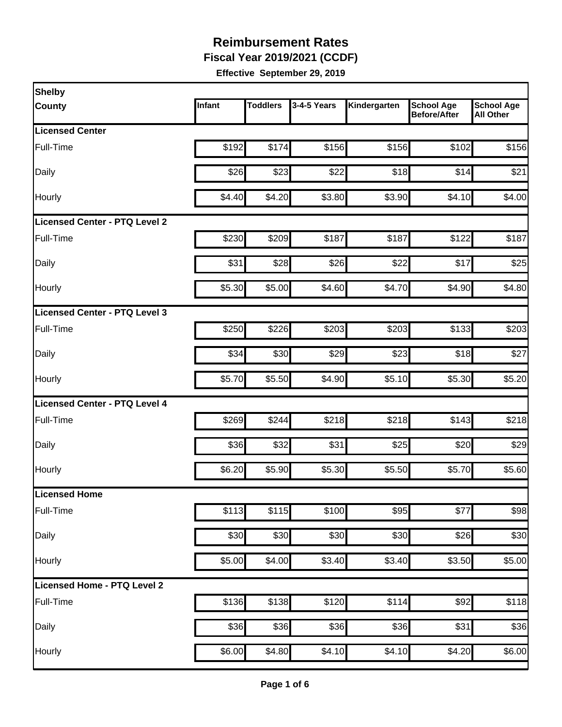# Reimbursement Rates

**Fiscal Year 2019/2021 (CCDF)**

**Effective September 29, 2019**

| Shelby County | Infant | Toddlers | 3-4-5 Years | Kindergarten | School Age Before/After | School Age All Other |
|---|---|---|---|---|---|---|
| **Licensed Center** | | | | | | |
| Full-Time | $192 | $174 | $156 | $156 | $102 | $156 |
| Daily | $26 | $23 | $22 | $18 | $14 | $21 |
| Hourly | $4.40 | $4.20 | $3.80 | $3.90 | $4.10 | $4.00 |
| **Licensed Center - PTQ Level 2** | | | | | | |
| Full-Time | $230 | $209 | $187 | $187 | $122 | $187 |
| Daily | $31 | $28 | $26 | $22 | $17 | $25 |
| Hourly | $5.30 | $5.00 | $4.60 | $4.70 | $4.90 | $4.80 |
| **Licensed Center - PTQ Level 3** | | | | | | |
| Full-Time | $250 | $226 | $203 | $203 | $133 | $203 |
| Daily | $34 | $30 | $29 | $23 | $18 | $27 |
| Hourly | $5.70 | $5.50 | $4.90 | $5.10 | $5.30 | $5.20 |
| **Licensed Center - PTQ Level 4** | | | | | | |
| Full-Time | $269 | $244 | $218 | $218 | $143 | $218 |
| Daily | $36 | $32 | $31 | $25 | $20 | $29 |
| Hourly | $6.20 | $5.90 | $5.30 | $5.50 | $5.70 | $5.60 |
| **Licensed Home** | | | | | | |
| Full-Time | $113 | $115 | $100 | $95 | $77 | $98 |
| Daily | $30 | $30 | $30 | $30 | $26 | $30 |
| Hourly | $5.00 | $4.00 | $3.40 | $3.40 | $3.50 | $5.00 |
| **Licensed Home - PTQ Level 2** | | | | | | |
| Full-Time | $136 | $138 | $120 | $114 | $92 | $118 |
| Daily | $36 | $36 | $36 | $36 | $31 | $36 |
| Hourly | $6.00 | $4.80 | $4.10 | $4.10 | $4.20 | $6.00 |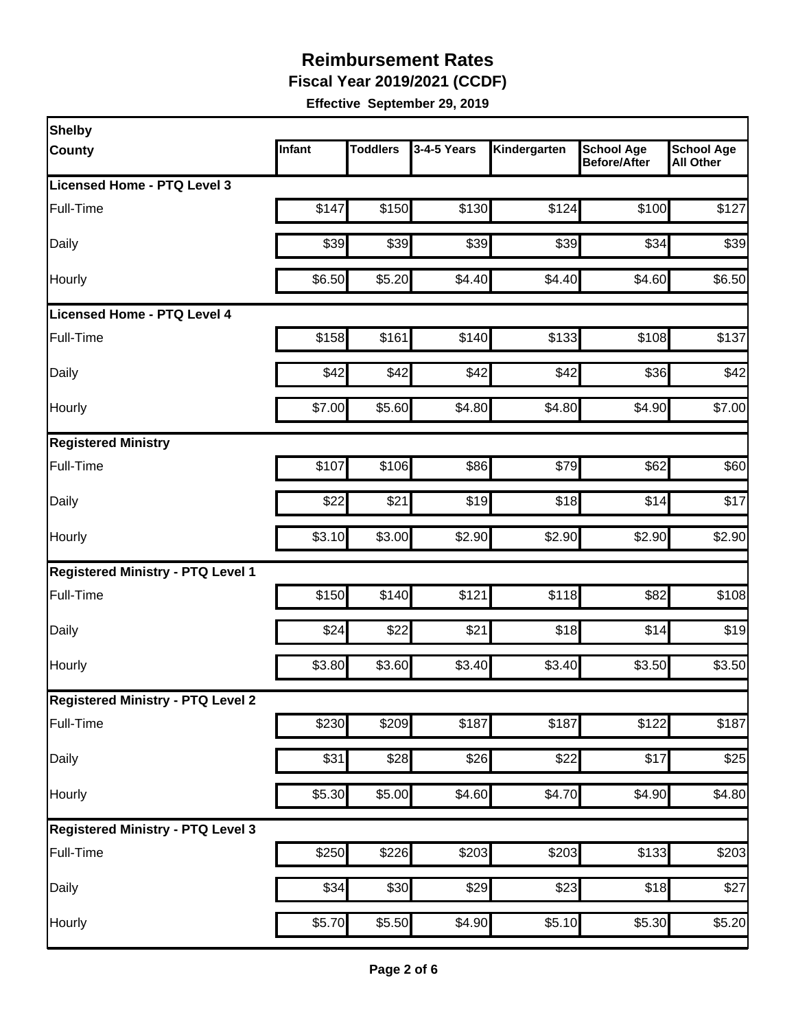# Reimbursement Rates

**Fiscal Year 2019/2021 (CCDF)**

**Effective September 29, 2019**

| Shelby County | Infant | Toddlers | 3-4-5 Years | Kindergarten | School Age Before/After | School Age All Other |
|---|---|---|---|---|---|---|
| **Licensed Home - PTQ Level 3** | | | | | | |
| Full-Time | $147 | $150 | $130 | $124 | $100 | $127 |
| Daily | $39 | $39 | $39 | $39 | $34 | $39 |
| Hourly | $6.50 | $5.20 | $4.40 | $4.40 | $4.60 | $6.50 |
| **Licensed Home - PTQ Level 4** | | | | | | |
| Full-Time | $158 | $161 | $140 | $133 | $108 | $137 |
| Daily | $42 | $42 | $42 | $42 | $36 | $42 |
| Hourly | $7.00 | $5.60 | $4.80 | $4.80 | $4.90 | $7.00 |
| **Registered Ministry** | | | | | | |
| Full-Time | $107 | $106 | $86 | $79 | $62 | $60 |
| Daily | $22 | $21 | $19 | $18 | $14 | $17 |
| Hourly | $3.10 | $3.00 | $2.90 | $2.90 | $2.90 | $2.90 |
| **Registered Ministry - PTQ Level 1** | | | | | | |
| Full-Time | $150 | $140 | $121 | $118 | $82 | $108 |
| Daily | $24 | $22 | $21 | $18 | $14 | $19 |
| Hourly | $3.80 | $3.60 | $3.40 | $3.40 | $3.50 | $3.50 |
| **Registered Ministry - PTQ Level 2** | | | | | | |
| Full-Time | $230 | $209 | $187 | $187 | $122 | $187 |
| Daily | $31 | $28 | $26 | $22 | $17 | $25 |
| Hourly | $5.30 | $5.00 | $4.60 | $4.70 | $4.90 | $4.80 |
| **Registered Ministry - PTQ Level 3** | | | | | | |
| Full-Time | $250 | $226 | $203 | $203 | $133 | $203 |
| Daily | $34 | $30 | $29 | $23 | $18 | $27 |
| Hourly | $5.70 | $5.50 | $4.90 | $5.10 | $5.30 | $5.20 |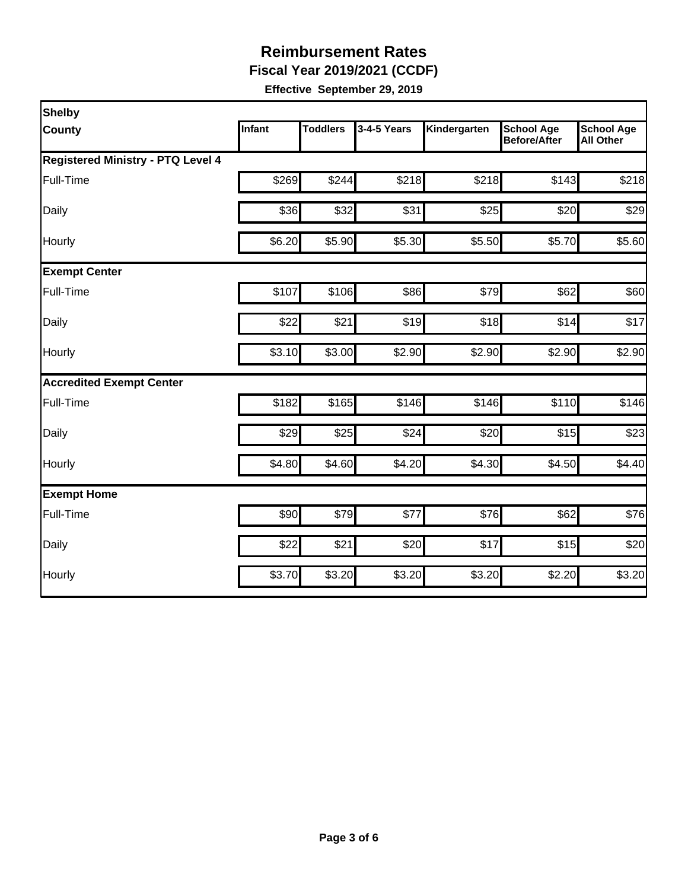# Reimbursement Rates

## Fiscal Year 2019/2021 (CCDF)

**Effective September 29, 2019**

| Shelby County | Infant | Toddlers | 3-4-5 Years | Kindergarten | School Age Before/After | School Age All Other |
|---|---|---|---|---|---|---|
| **Registered Ministry - PTQ Level 4** | | | | | | |
| Full-Time | $269 | $244 | $218 | $218 | $143 | $218 |
| Daily | $36 | $32 | $31 | $25 | $20 | $29 |
| Hourly | $6.20 | $5.90 | $5.30 | $5.50 | $5.70 | $5.60 |
| **Exempt Center** | | | | | | |
| Full-Time | $107 | $106 | $86 | $79 | $62 | $60 |
| Daily | $22 | $21 | $19 | $18 | $14 | $17 |
| Hourly | $3.10 | $3.00 | $2.90 | $2.90 | $2.90 | $2.90 |
| **Accredited Exempt Center** | | | | | | |
| Full-Time | $182 | $165 | $146 | $146 | $110 | $146 |
| Daily | $29 | $25 | $24 | $20 | $15 | $23 |
| Hourly | $4.80 | $4.60 | $4.20 | $4.30 | $4.50 | $4.40 |
| **Exempt Home** | | | | | | |
| Full-Time | $90 | $79 | $77 | $76 | $62 | $76 |
| Daily | $22 | $21 | $20 | $17 | $15 | $20 |
| Hourly | $3.70 | $3.20 | $3.20 | $3.20 | $2.20 | $3.20 |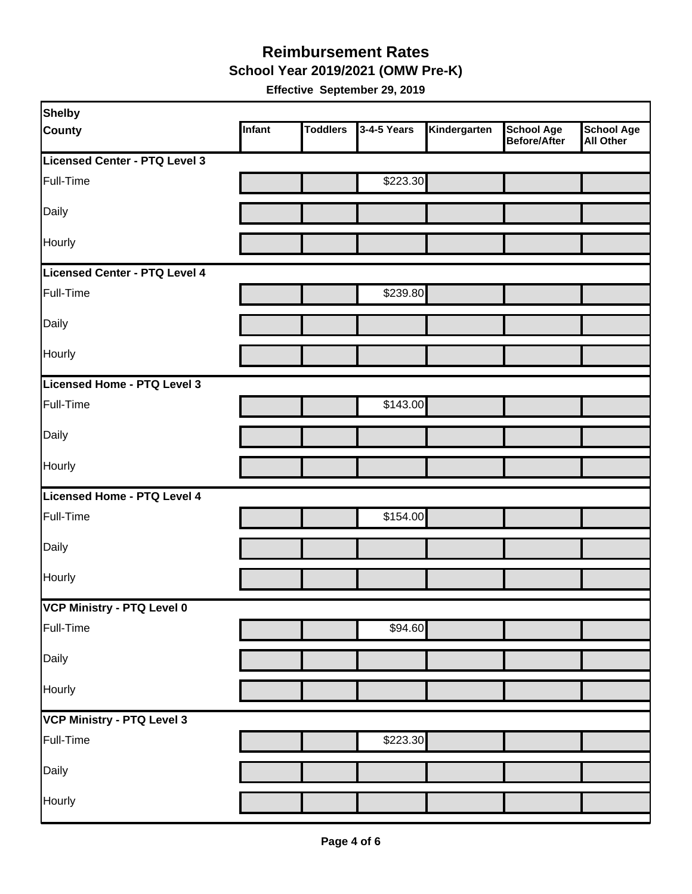# Reimbursement Rates

**School Year 2019/2021 (OMW Pre-K)**

**Effective September 29, 2019**

| Shelby County | Infant | Toddlers | 3-4-5 Years | Kindergarten | School Age Before/After | School Age All Other |
|---|---|---|---|---|---|---|
| **Licensed Center - PTQ Level 3** | | | | | | |
| Full-Time | | | $223.30 | | | |
| Daily | | | | | | |
| Hourly | | | | | | |
| **Licensed Center - PTQ Level 4** | | | | | | |
| Full-Time | | | $239.80 | | | |
| Daily | | | | | | |
| Hourly | | | | | | |
| **Licensed Home - PTQ Level 3** | | | | | | |
| Full-Time | | | $143.00 | | | |
| Daily | | | | | | |
| Hourly | | | | | | |
| **Licensed Home - PTQ Level 4** | | | | | | |
| Full-Time | | | $154.00 | | | |
| Daily | | | | | | |
| Hourly | | | | | | |
| **VCP Ministry - PTQ Level 0** | | | | | | |
| Full-Time | | | $94.60 | | | |
| Daily | | | | | | |
| Hourly | | | | | | |
| **VCP Ministry - PTQ Level 3** | | | | | | |
| Full-Time | | | $223.30 | | | |
| Daily | | | | | | |
| Hourly | | | | | | |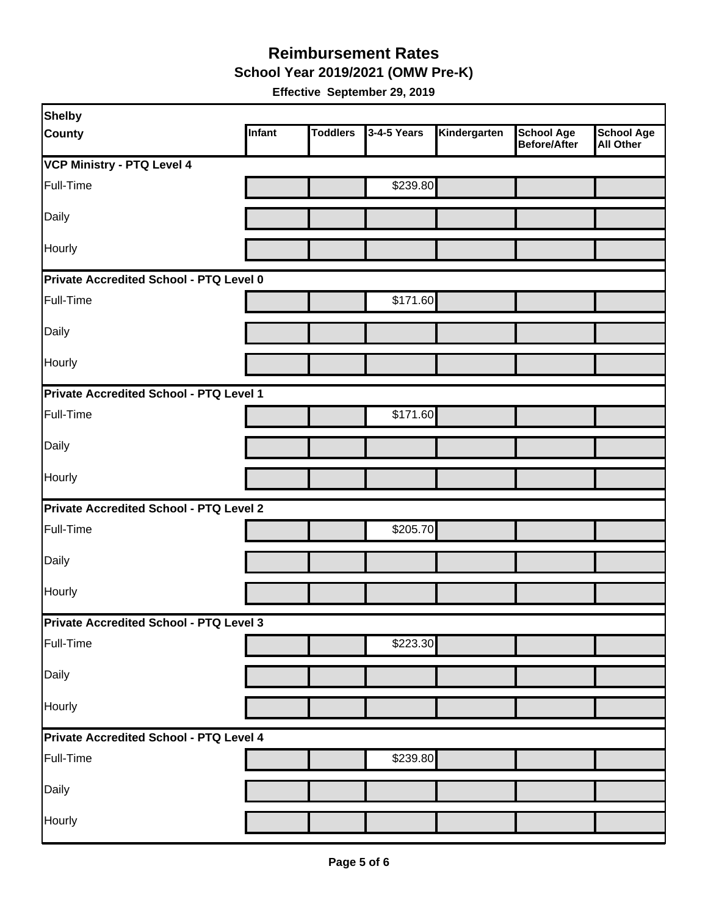# Reimbursement Rates

## School Year 2019/2021 (OMW Pre-K)

**Effective September 29, 2019**

| Shelby County | Infant | Toddlers | 3-4-5 Years | Kindergarten | School Age Before/After | School Age All Other |
|---|---|---|---|---|---|---|
| **VCP Ministry - PTQ Level 4** | | | | | | |
| Full-Time | | | $239.80 | | | |
| Daily | | | | | | |
| Hourly | | | | | | |
| **Private Accredited School - PTQ Level 0** | | | | | | |
| Full-Time | | | $171.60 | | | |
| Daily | | | | | | |
| Hourly | | | | | | |
| **Private Accredited School - PTQ Level 1** | | | | | | |
| Full-Time | | | $171.60 | | | |
| Daily | | | | | | |
| Hourly | | | | | | |
| **Private Accredited School - PTQ Level 2** | | | | | | |
| Full-Time | | | $205.70 | | | |
| Daily | | | | | | |
| Hourly | | | | | | |
| **Private Accredited School - PTQ Level 3** | | | | | | |
| Full-Time | | | $223.30 | | | |
| Daily | | | | | | |
| Hourly | | | | | | |
| **Private Accredited School - PTQ Level 4** | | | | | | |
| Full-Time | | | $239.80 | | | |
| Daily | | | | | | |
| Hourly | | | | | | |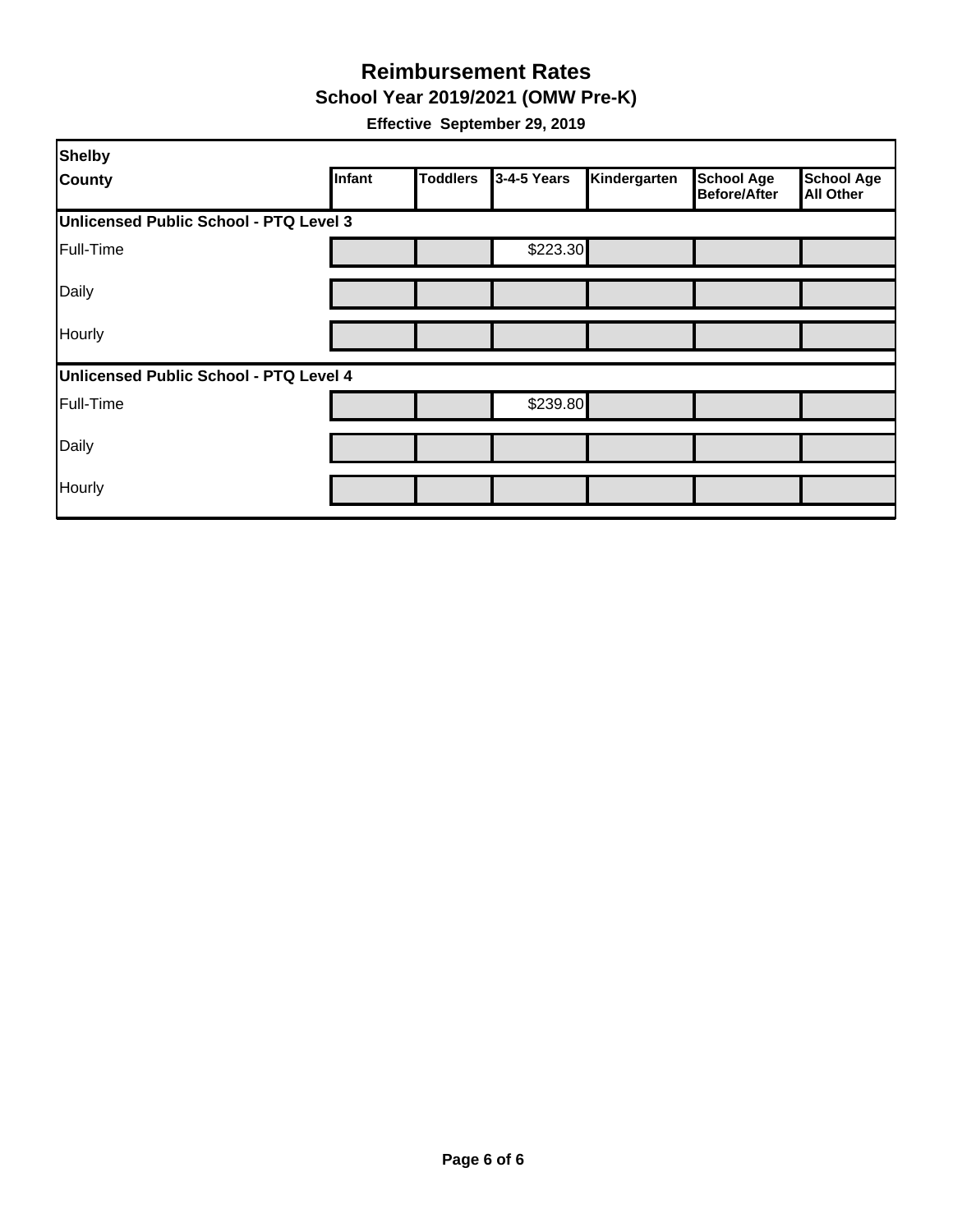# Reimbursement Rates

## School Year 2019/2021 (OMW Pre-K)

**Effective September 29, 2019**

| Shelby County | Infant | Toddlers | 3-4-5 Years | Kindergarten | School Age Before/After | School Age All Other |
|---|---|---|---|---|---|---|
| **Unlicensed Public School - PTQ Level 3** | | | | | | |
| Full-Time | | | $223.30 | | | |
| Daily | | | | | | |
| Hourly | | | | | | |
| **Unlicensed Public School - PTQ Level 4** | | | | | | |
| Full-Time | | | $239.80 | | | |
| Daily | | | | | | |
| Hourly | | | | | | |